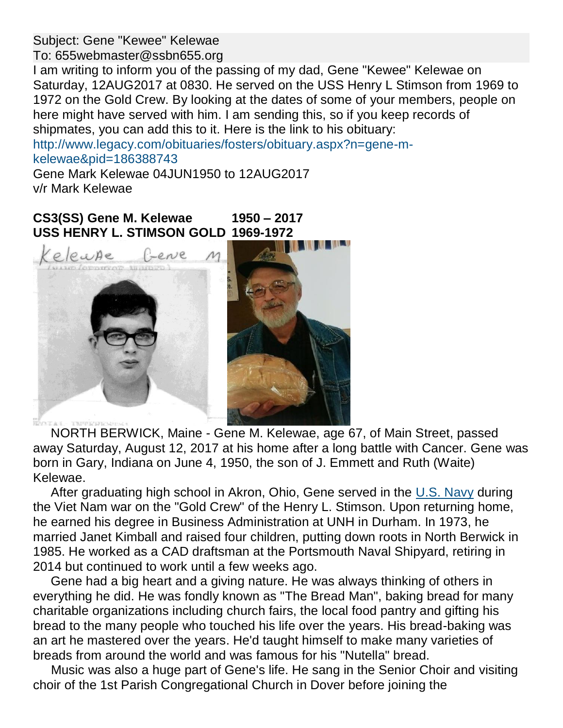Subject: Gene "Kewee" Kelewae
To: 655webmaster@ssbn655.org

I am writing to inform you of the passing of my dad, Gene "Kewee" Kelewae on Saturday, 12AUG2017 at 0830. He served on the USS Henry L Stimson from 1969 to 1972 on the Gold Crew. By looking at the dates of some of your members, people on here might have served with him. I am sending this, so if you keep records of shipmates, you can add this to it. Here is the link to his obituary:
http://www.legacy.com/obituaries/fosters/obituary.aspx?n=gene-m-kelewae&pid=186388743

Gene Mark Kelewae 04JUN1950 to 12AUG2017
v/r Mark Kelewae

**CS3(SS) Gene M. Kelewae 1950 – 2017**
**USS HENRY L. STIMSON GOLD 1969-1972**

NORTH BERWICK, Maine - Gene M. Kelewae, age 67, of Main Street, passed away Saturday, August 12, 2017 at his home after a long battle with Cancer. Gene was born in Gary, Indiana on June 4, 1950, the son of J. Emmett and Ruth (Waite) Kelewae.

After graduating high school in Akron, Ohio, Gene served in the U.S. Navy during the Viet Nam war on the "Gold Crew" of the Henry L. Stimson. Upon returning home, he earned his degree in Business Administration at UNH in Durham. In 1973, he married Janet Kimball and raised four children, putting down roots in North Berwick in 1985. He worked as a CAD draftsman at the Portsmouth Naval Shipyard, retiring in 2014 but continued to work until a few weeks ago.

Gene had a big heart and a giving nature. He was always thinking of others in everything he did. He was fondly known as "The Bread Man", baking bread for many charitable organizations including church fairs, the local food pantry and gifting his bread to the many people who touched his life over the years. His bread-baking was an art he mastered over the years. He'd taught himself to make many varieties of breads from around the world and was famous for his "Nutella" bread.

Music was also a huge part of Gene's life. He sang in the Senior Choir and visiting choir of the 1st Parish Congregational Church in Dover before joining the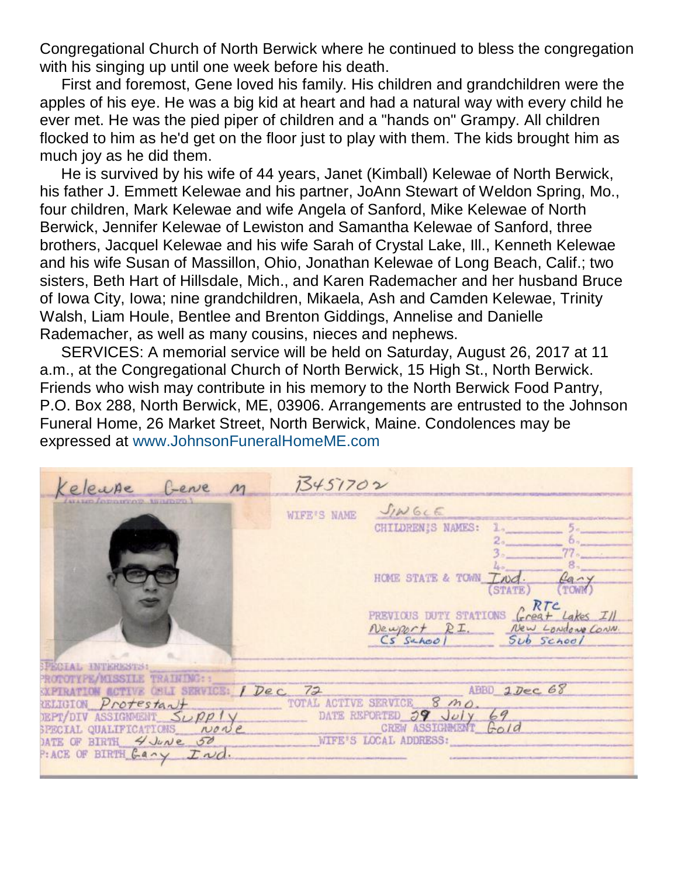Congregational Church of North Berwick where he continued to bless the congregation with his singing up until one week before his death.

First and foremost, Gene loved his family. His children and grandchildren were the apples of his eye. He was a big kid at heart and had a natural way with every child he ever met. He was the pied piper of children and a "hands on" Grampy. All children flocked to him as he'd get on the floor just to play with them. The kids brought him as much joy as he did them.

He is survived by his wife of 44 years, Janet (Kimball) Kelewae of North Berwick, his father J. Emmett Kelewae and his partner, JoAnn Stewart of Weldon Spring, Mo., four children, Mark Kelewae and wife Angela of Sanford, Mike Kelewae of North Berwick, Jennifer Kelewae of Lewiston and Samantha Kelewae of Sanford, three brothers, Jacquel Kelewae and his wife Sarah of Crystal Lake, Ill., Kenneth Kelewae and his wife Susan of Massillon, Ohio, Jonathan Kelewae of Long Beach, Calif.; two sisters, Beth Hart of Hillsdale, Mich., and Karen Rademacher and her husband Bruce of Iowa City, Iowa; nine grandchildren, Mikaela, Ash and Camden Kelewae, Trinity Walsh, Liam Houle, Bentlee and Brenton Giddings, Annelise and Danielle Rademacher, as well as many cousins, nieces and nephews.

SERVICES: A memorial service will be held on Saturday, August 26, 2017 at 11 a.m., at the Congregational Church of North Berwick, 15 High St., North Berwick. Friends who wish may contribute in his memory to the North Berwick Food Pantry, P.O. Box 288, North Berwick, ME, 03906. Arrangements are entrusted to the Johnson Funeral Home, 26 Market Street, North Berwick, Maine. Condolences may be expressed at www.JohnsonFuneralHomeME.com

Kelewae Gene M B451702
(NAME/SERVICE NUMBER)

WIFE'S NAME Single

CHILDREN'S NAMES: 1. 2. 3. 4. 5. 6. 7. 8.

HOME STATE & TOWN Ind. (STATE) Gary (TOWN)

PREVIOUS DUTY STATIONS RTC Great Lakes Ill
Newport R.I. CS School
New London Conn. Sub School

SPECIAL INTERESTS:
PROTOTYPE/MISSILE TRAINING:
EXPIRATION ACTIVE ONLY SERVICE: 1 Dec 72 ABBD 2 Dec 68
RELIGION Protestant TOTAL ACTIVE SERVICE 8 mo.
DEPT/DIV ASSIGNMENT Supply DATE REPORTED 29 July 69
SPECIAL QUALIFICATIONS none CREW ASSIGNMENT Gold
DATE OF BIRTH 4 June 50 WIFE'S LOCAL ADDRESS:
PLACE OF BIRTH Gary Ind.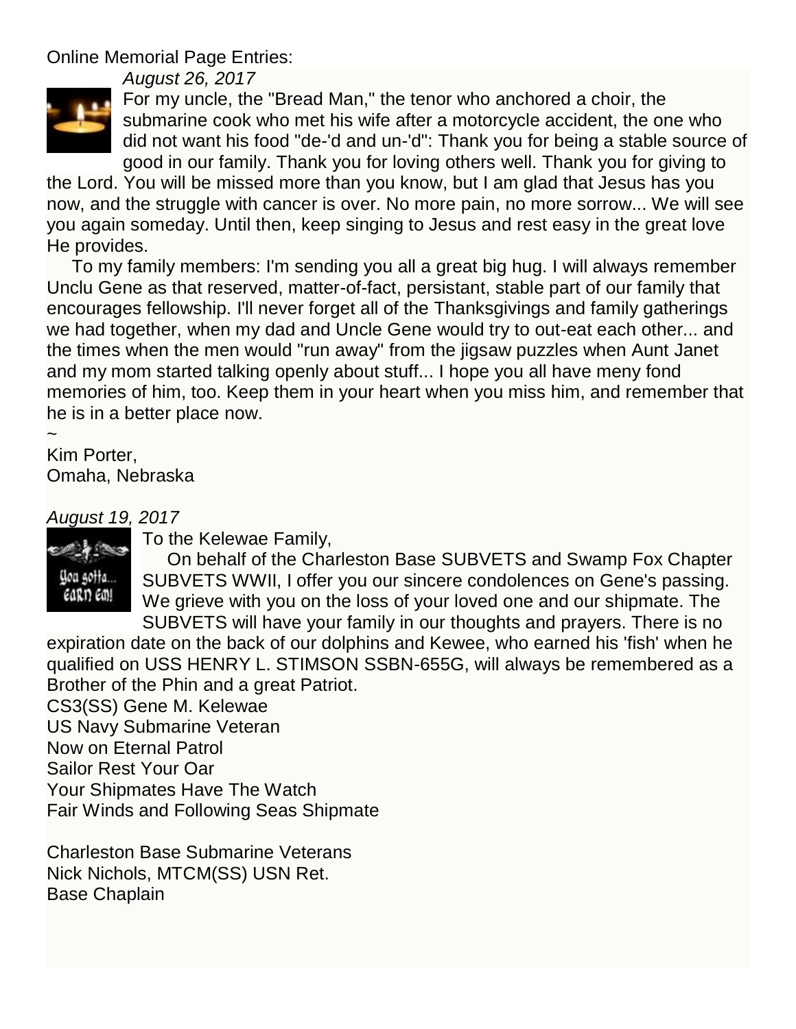Online Memorial Page Entries:

*August 26, 2017*

For my uncle, the "Bread Man," the tenor who anchored a choir, the submarine cook who met his wife after a motorcycle accident, the one who did not want his food "de-'d and un-'d": Thank you for being a stable source of good in our family. Thank you for loving others well. Thank you for giving to the Lord. You will be missed more than you know, but I am glad that Jesus has you now, and the struggle with cancer is over. No more pain, no more sorrow... We will see you again someday. Until then, keep singing to Jesus and rest easy in the great love He provides.

To my family members: I'm sending you all a great big hug. I will always remember Unclu Gene as that reserved, matter-of-fact, persistant, stable part of our family that encourages fellowship. I'll never forget all of the Thanksgivings and family gatherings we had together, when my dad and Uncle Gene would try to out-eat each other... and the times when the men would "run away" from the jigsaw puzzles when Aunt Janet and my mom started talking openly about stuff... I hope you all have meny fond memories of him, too. Keep them in your heart when you miss him, and remember that he is in a better place now.

~
Kim Porter,
Omaha, Nebraska

*August 19, 2017*

To the Kelewae Family,

On behalf of the Charleston Base SUBVETS and Swamp Fox Chapter SUBVETS WWII, I offer you our sincere condolences on Gene's passing. We grieve with you on the loss of your loved one and our shipmate. The SUBVETS will have your family in our thoughts and prayers. There is no expiration date on the back of our dolphins and Kewee, who earned his 'fish' when he qualified on USS HENRY L. STIMSON SSBN-655G, will always be remembered as a Brother of the Phin and a great Patriot.

CS3(SS) Gene M. Kelewae
US Navy Submarine Veteran
Now on Eternal Patrol
Sailor Rest Your Oar
Your Shipmates Have The Watch
Fair Winds and Following Seas Shipmate

Charleston Base Submarine Veterans
Nick Nichols, MTCM(SS) USN Ret.
Base Chaplain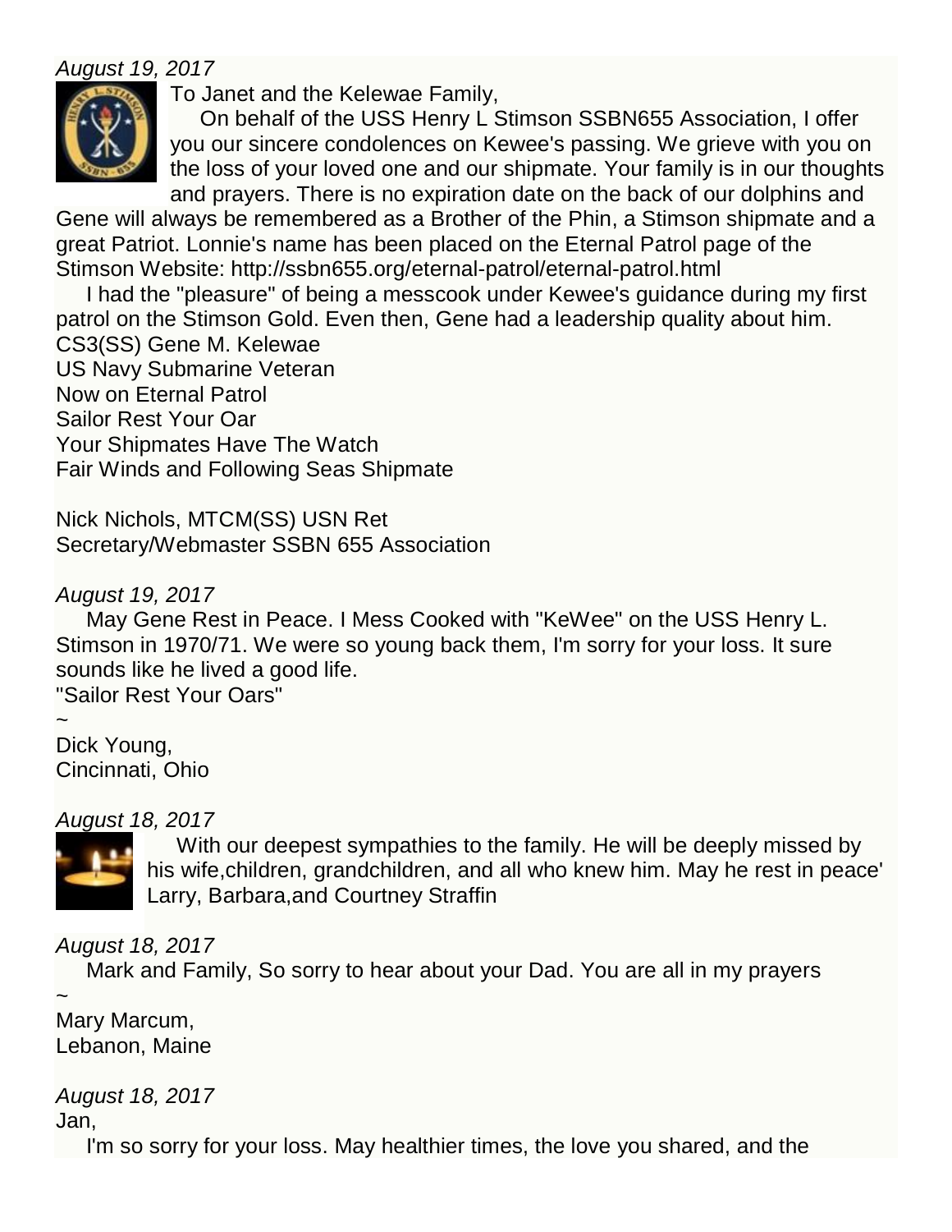*August 19, 2017*

To Janet and the Kelewae Family,

On behalf of the USS Henry L Stimson SSBN655 Association, I offer you our sincere condolences on Kewee's passing. We grieve with you on the loss of your loved one and our shipmate. Your family is in our thoughts and prayers. There is no expiration date on the back of our dolphins and Gene will always be remembered as a Brother of the Phin, a Stimson shipmate and a great Patriot. Lonnie's name has been placed on the Eternal Patrol page of the Stimson Website: http://ssbn655.org/eternal-patrol/eternal-patrol.html

I had the "pleasure" of being a messcook under Kewee's guidance during my first patrol on the Stimson Gold. Even then, Gene had a leadership quality about him.
CS3(SS) Gene M. Kelewae
US Navy Submarine Veteran
Now on Eternal Patrol
Sailor Rest Your Oar
Your Shipmates Have The Watch
Fair Winds and Following Seas Shipmate

Nick Nichols, MTCM(SS) USN Ret
Secretary/Webmaster SSBN 655 Association

*August 19, 2017*

May Gene Rest in Peace. I Mess Cooked with "KeWee" on the USS Henry L. Stimson in 1970/71. We were so young back them, I'm sorry for your loss. It sure sounds like he lived a good life.
"Sailor Rest Your Oars"
~
Dick Young,
Cincinnati, Ohio

*August 18, 2017*

With our deepest sympathies to the family. He will be deeply missed by his wife,children, grandchildren, and all who knew him. May he rest in peace'
Larry, Barbara,and Courtney Straffin

*August 18, 2017*

Mark and Family, So sorry to hear about your Dad. You are all in my prayers
~
Mary Marcum,
Lebanon, Maine

*August 18, 2017*

Jan,

I'm so sorry for your loss. May healthier times, the love you shared, and the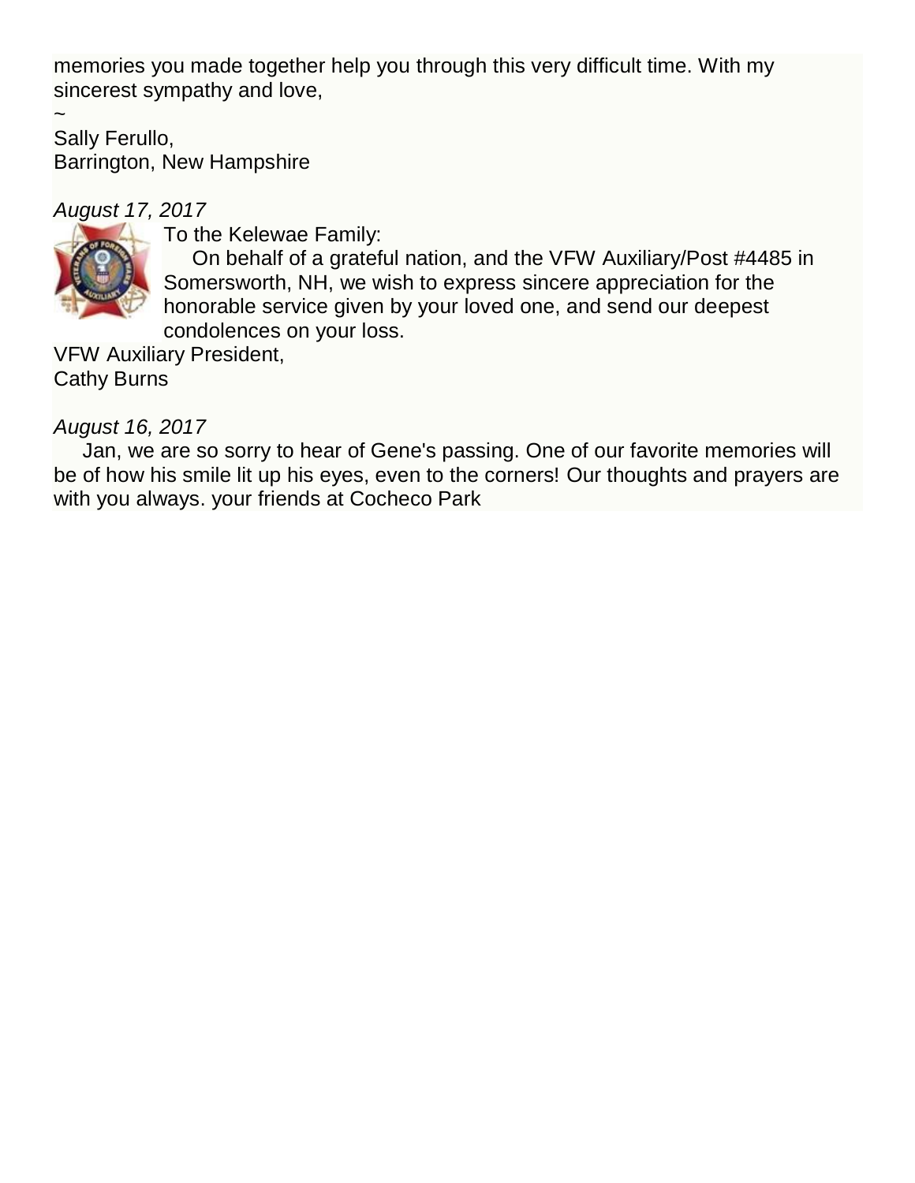memories you made together help you through this very difficult time. With my sincerest sympathy and love,

~

Sally Ferullo,
Barrington, New Hampshire

*August 17, 2017*

To the Kelewae Family:

On behalf of a grateful nation, and the VFW Auxiliary/Post #4485 in Somersworth, NH, we wish to express sincere appreciation for the honorable service given by your loved one, and send our deepest condolences on your loss.

VFW Auxiliary President,
Cathy Burns

*August 16, 2017*

Jan, we are so sorry to hear of Gene's passing. One of our favorite memories will be of how his smile lit up his eyes, even to the corners! Our thoughts and prayers are with you always. your friends at Cocheco Park